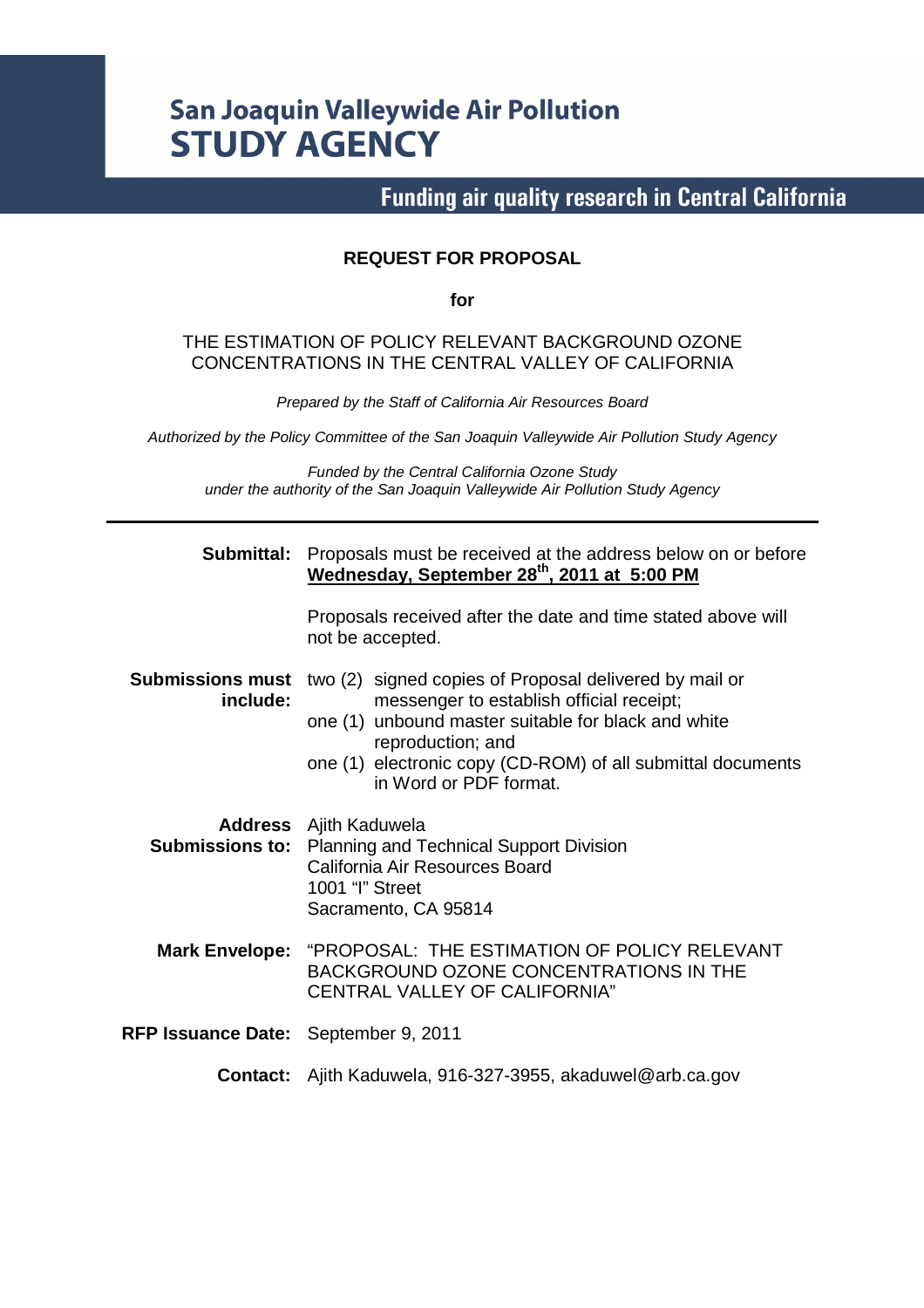# San Joaquin Valleywide Air Pollution STUDY AGENCY

**Funding air quality research in Central California**

**REQUEST FOR PROPOSAL**

**for**

THE ESTIMATION OF POLICY RELEVANT BACKGROUND OZONE CONCENTRATIONS IN THE CENTRAL VALLEY OF CALIFORNIA

*Prepared by the Staff of California Air Resources Board*

*Authorized by the Policy Committee of the San Joaquin Valleywide Air Pollution Study Agency*

*Funded by the Central California Ozone Study under the authority of the San Joaquin Valleywide Air Pollution Study Agency*

---

**Submittal:** Proposals must be received at the address below on or before **Wednesday, September 28th, 2011 at 5:00 PM**

Proposals received after the date and time stated above will not be accepted.

**Submissions must include:**

- two (2) signed copies of Proposal delivered by mail or messenger to establish official receipt;
- one (1) unbound master suitable for black and white reproduction; and
- one (1) electronic copy (CD-ROM) of all submittal documents in Word or PDF format.

**Address Submissions to:**
Ajith Kaduwela
Planning and Technical Support Division
California Air Resources Board
1001 "I" Street
Sacramento, CA 95814

**Mark Envelope:** "PROPOSAL: THE ESTIMATION OF POLICY RELEVANT BACKGROUND OZONE CONCENTRATIONS IN THE CENTRAL VALLEY OF CALIFORNIA"

**RFP Issuance Date:** September 9, 2011

**Contact:** Ajith Kaduwela, 916-327-3955, akaduwel@arb.ca.gov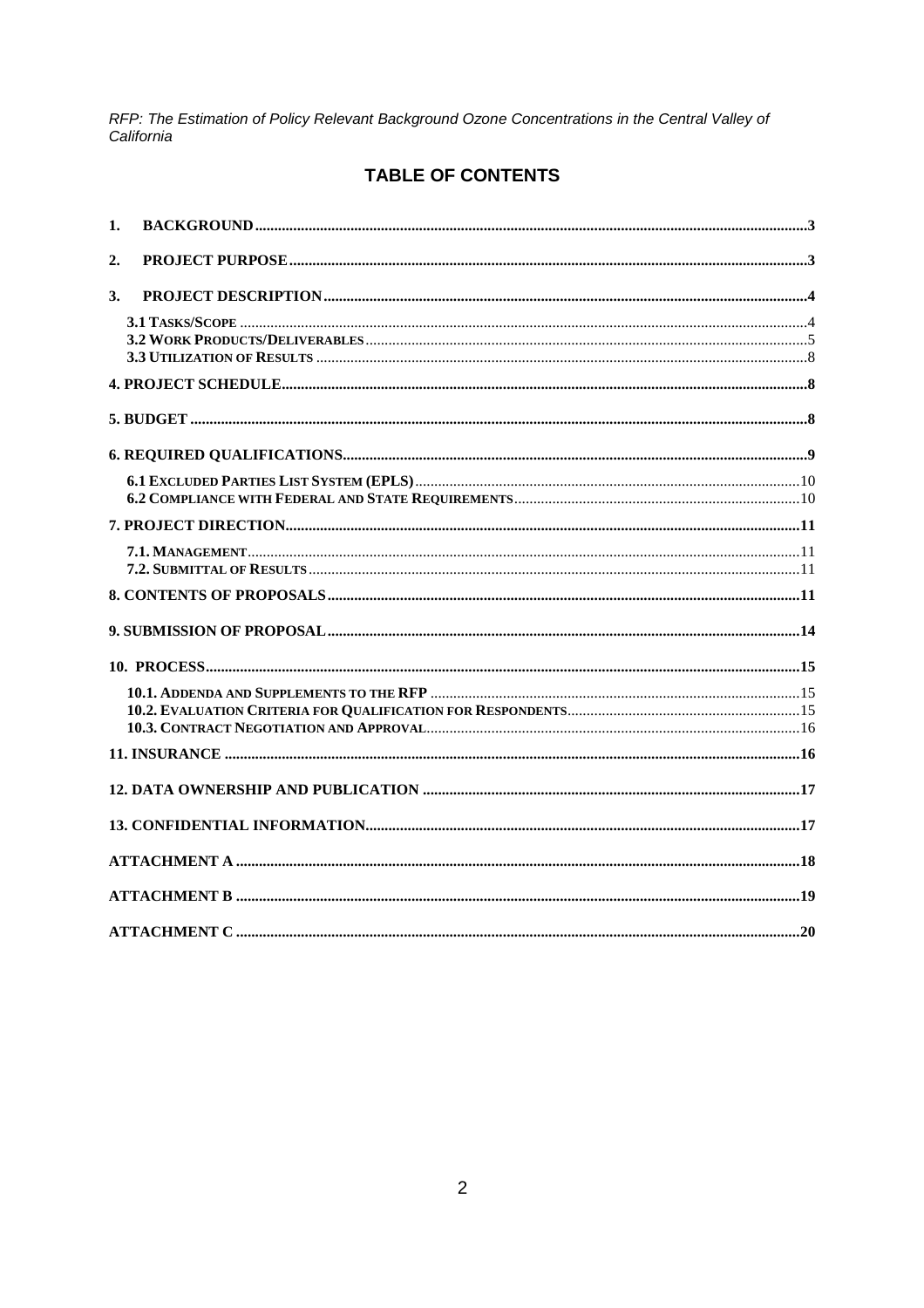## TABLE OF CONTENTS

1. BACKGROUND ..... 3
2. PROJECT PURPOSE ..... 3
3. PROJECT DESCRIPTION ..... 4
   - 3.1 TASKS/SCOPE ..... 4
   - 3.2 WORK PRODUCTS/DELIVERABLES ..... 5
   - 3.3 UTILIZATION OF RESULTS ..... 8

4. PROJECT SCHEDULE ..... 8

5. BUDGET ..... 8

6. REQUIRED QUALIFICATIONS ..... 9
   - 6.1 EXCLUDED PARTIES LIST SYSTEM (EPLS) ..... 10
   - 6.2 COMPLIANCE WITH FEDERAL AND STATE REQUIREMENTS ..... 10

7. PROJECT DIRECTION ..... 11
   - 7.1. MANAGEMENT ..... 11
   - 7.2. SUBMITTAL OF RESULTS ..... 11

8. CONTENTS OF PROPOSALS ..... 11

9. SUBMISSION OF PROPOSAL ..... 14

10. PROCESS ..... 15
    - 10.1. ADDENDA AND SUPPLEMENTS TO THE RFP ..... 15
    - 10.2. EVALUATION CRITERIA FOR QUALIFICATION FOR RESPONDENTS ..... 15
    - 10.3. CONTRACT NEGOTIATION AND APPROVAL ..... 16

11. INSURANCE ..... 16

12. DATA OWNERSHIP AND PUBLICATION ..... 17

13. CONFIDENTIAL INFORMATION ..... 17

ATTACHMENT A ..... 18

ATTACHMENT B ..... 19

ATTACHMENT C ..... 20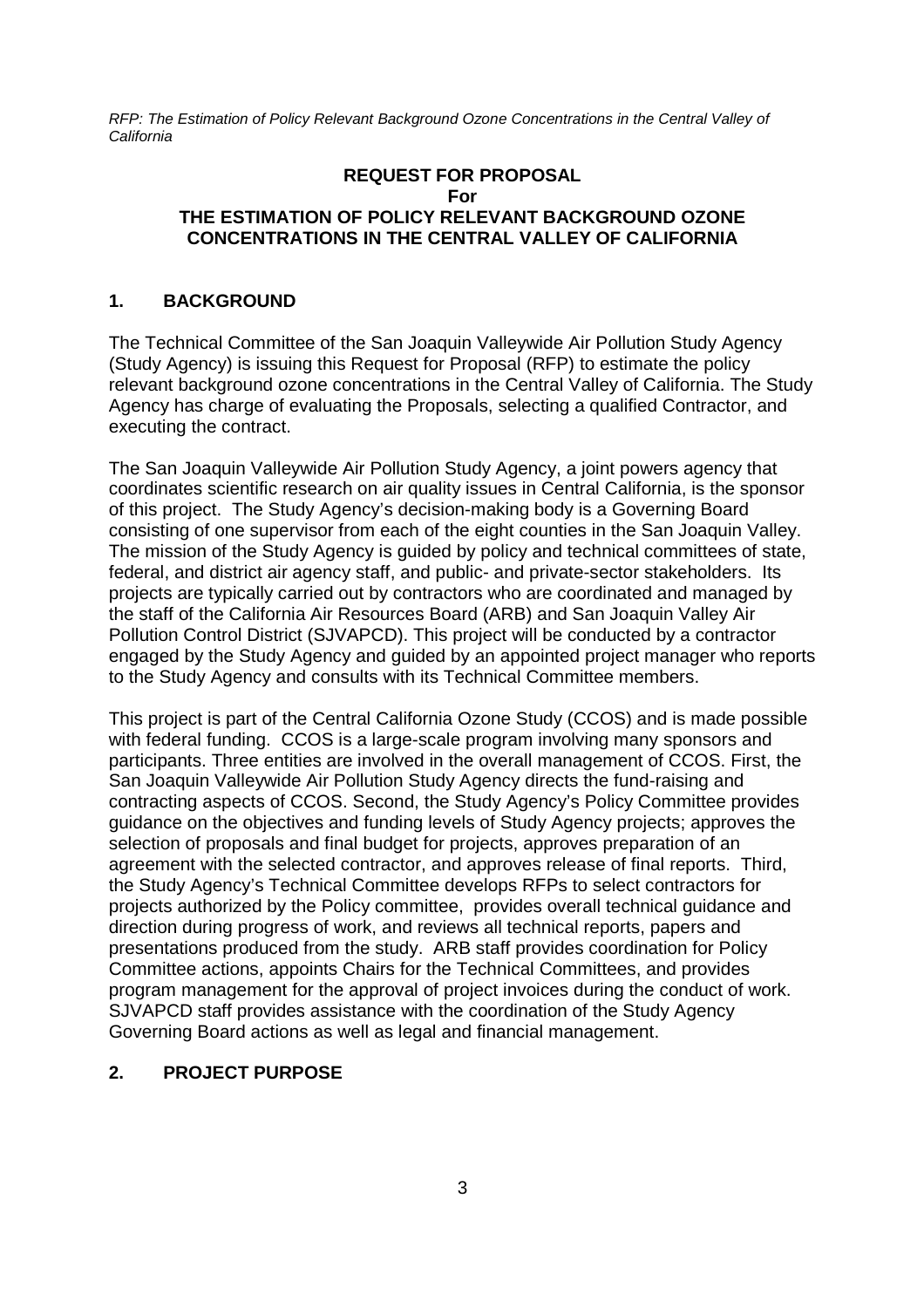# REQUEST FOR PROPOSAL
**For**
# THE ESTIMATION OF POLICY RELEVANT BACKGROUND OZONE CONCENTRATIONS IN THE CENTRAL VALLEY OF CALIFORNIA

## 1. BACKGROUND

The Technical Committee of the San Joaquin Valleywide Air Pollution Study Agency (Study Agency) is issuing this Request for Proposal (RFP) to estimate the policy relevant background ozone concentrations in the Central Valley of California. The Study Agency has charge of evaluating the Proposals, selecting a qualified Contractor, and executing the contract.

The San Joaquin Valleywide Air Pollution Study Agency, a joint powers agency that coordinates scientific research on air quality issues in Central California, is the sponsor of this project. The Study Agency's decision-making body is a Governing Board consisting of one supervisor from each of the eight counties in the San Joaquin Valley. The mission of the Study Agency is guided by policy and technical committees of state, federal, and district air agency staff, and public- and private-sector stakeholders. Its projects are typically carried out by contractors who are coordinated and managed by the staff of the California Air Resources Board (ARB) and San Joaquin Valley Air Pollution Control District (SJVAPCD). This project will be conducted by a contractor engaged by the Study Agency and guided by an appointed project manager who reports to the Study Agency and consults with its Technical Committee members.

This project is part of the Central California Ozone Study (CCOS) and is made possible with federal funding. CCOS is a large-scale program involving many sponsors and participants. Three entities are involved in the overall management of CCOS. First, the San Joaquin Valleywide Air Pollution Study Agency directs the fund-raising and contracting aspects of CCOS. Second, the Study Agency's Policy Committee provides guidance on the objectives and funding levels of Study Agency projects; approves the selection of proposals and final budget for projects, approves preparation of an agreement with the selected contractor, and approves release of final reports. Third, the Study Agency's Technical Committee develops RFPs to select contractors for projects authorized by the Policy committee, provides overall technical guidance and direction during progress of work, and reviews all technical reports, papers and presentations produced from the study. ARB staff provides coordination for Policy Committee actions, appoints Chairs for the Technical Committees, and provides program management for the approval of project invoices during the conduct of work. SJVAPCD staff provides assistance with the coordination of the Study Agency Governing Board actions as well as legal and financial management.

## 2. PROJECT PURPOSE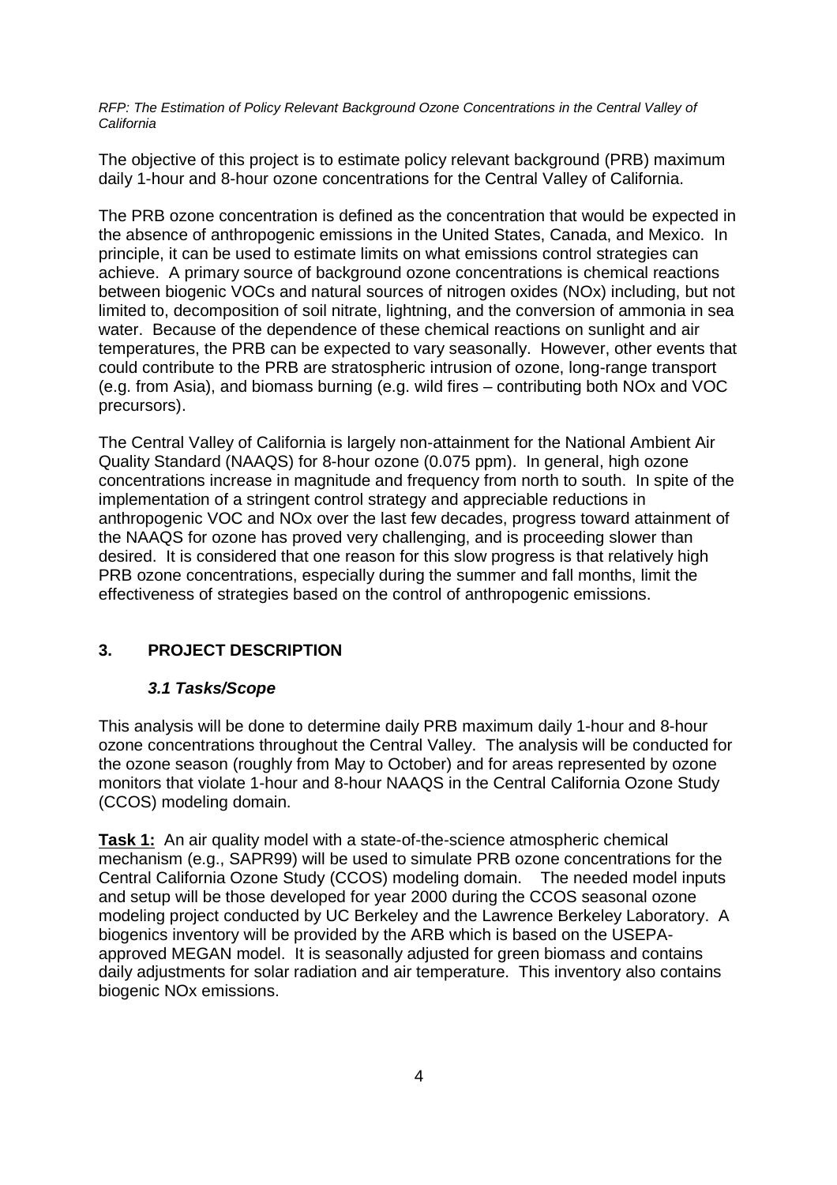The objective of this project is to estimate policy relevant background (PRB) maximum daily 1-hour and 8-hour ozone concentrations for the Central Valley of California.

The PRB ozone concentration is defined as the concentration that would be expected in the absence of anthropogenic emissions in the United States, Canada, and Mexico. In principle, it can be used to estimate limits on what emissions control strategies can achieve. A primary source of background ozone concentrations is chemical reactions between biogenic VOCs and natural sources of nitrogen oxides (NOx) including, but not limited to, decomposition of soil nitrate, lightning, and the conversion of ammonia in sea water. Because of the dependence of these chemical reactions on sunlight and air temperatures, the PRB can be expected to vary seasonally. However, other events that could contribute to the PRB are stratospheric intrusion of ozone, long-range transport (e.g. from Asia), and biomass burning (e.g. wild fires – contributing both NOx and VOC precursors).

The Central Valley of California is largely non-attainment for the National Ambient Air Quality Standard (NAAQS) for 8-hour ozone (0.075 ppm). In general, high ozone concentrations increase in magnitude and frequency from north to south. In spite of the implementation of a stringent control strategy and appreciable reductions in anthropogenic VOC and NOx over the last few decades, progress toward attainment of the NAAQS for ozone has proved very challenging, and is proceeding slower than desired. It is considered that one reason for this slow progress is that relatively high PRB ozone concentrations, especially during the summer and fall months, limit the effectiveness of strategies based on the control of anthropogenic emissions.

## 3. PROJECT DESCRIPTION

### *3.1 Tasks/Scope*

This analysis will be done to determine daily PRB maximum daily 1-hour and 8-hour ozone concentrations throughout the Central Valley. The analysis will be conducted for the ozone season (roughly from May to October) and for areas represented by ozone monitors that violate 1-hour and 8-hour NAAQS in the Central California Ozone Study (CCOS) modeling domain.

**Task 1:** An air quality model with a state-of-the-science atmospheric chemical mechanism (e.g., SAPR99) will be used to simulate PRB ozone concentrations for the Central California Ozone Study (CCOS) modeling domain. The needed model inputs and setup will be those developed for year 2000 during the CCOS seasonal ozone modeling project conducted by UC Berkeley and the Lawrence Berkeley Laboratory. A biogenics inventory will be provided by the ARB which is based on the USEPA-approved MEGAN model. It is seasonally adjusted for green biomass and contains daily adjustments for solar radiation and air temperature. This inventory also contains biogenic NOx emissions.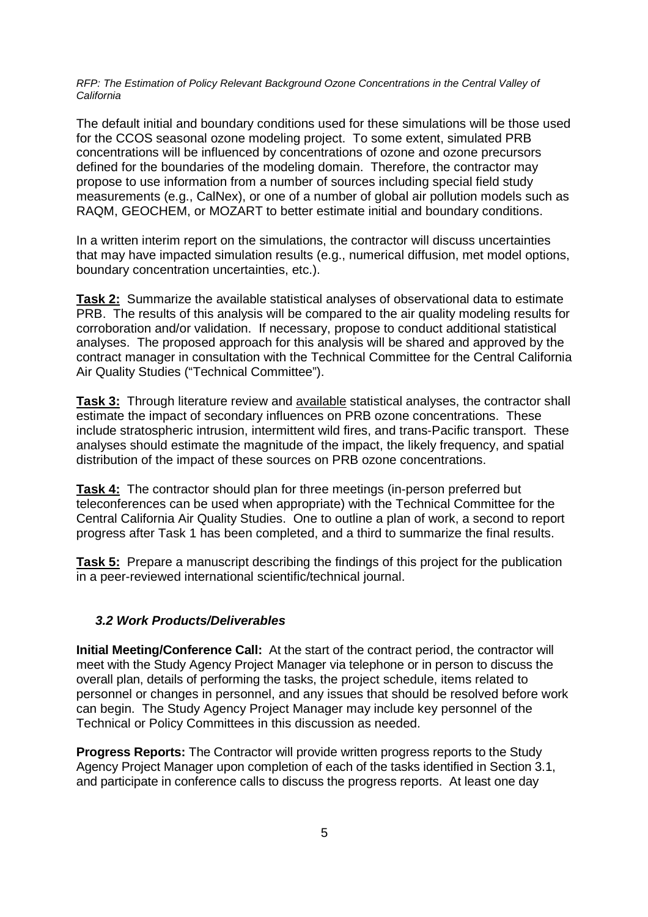The default initial and boundary conditions used for these simulations will be those used for the CCOS seasonal ozone modeling project. To some extent, simulated PRB concentrations will be influenced by concentrations of ozone and ozone precursors defined for the boundaries of the modeling domain. Therefore, the contractor may propose to use information from a number of sources including special field study measurements (e.g., CalNex), or one of a number of global air pollution models such as RAQM, GEOCHEM, or MOZART to better estimate initial and boundary conditions.

In a written interim report on the simulations, the contractor will discuss uncertainties that may have impacted simulation results (e.g., numerical diffusion, met model options, boundary concentration uncertainties, etc.).

**Task 2:** Summarize the available statistical analyses of observational data to estimate PRB. The results of this analysis will be compared to the air quality modeling results for corroboration and/or validation. If necessary, propose to conduct additional statistical analyses. The proposed approach for this analysis will be shared and approved by the contract manager in consultation with the Technical Committee for the Central California Air Quality Studies ("Technical Committee").

**Task 3:** Through literature review and available statistical analyses, the contractor shall estimate the impact of secondary influences on PRB ozone concentrations. These include stratospheric intrusion, intermittent wild fires, and trans-Pacific transport. These analyses should estimate the magnitude of the impact, the likely frequency, and spatial distribution of the impact of these sources on PRB ozone concentrations.

**Task 4:** The contractor should plan for three meetings (in-person preferred but teleconferences can be used when appropriate) with the Technical Committee for the Central California Air Quality Studies. One to outline a plan of work, a second to report progress after Task 1 has been completed, and a third to summarize the final results.

**Task 5:** Prepare a manuscript describing the findings of this project for the publication in a peer-reviewed international scientific/technical journal.

### *3.2 Work Products/Deliverables*

**Initial Meeting/Conference Call:** At the start of the contract period, the contractor will meet with the Study Agency Project Manager via telephone or in person to discuss the overall plan, details of performing the tasks, the project schedule, items related to personnel or changes in personnel, and any issues that should be resolved before work can begin. The Study Agency Project Manager may include key personnel of the Technical or Policy Committees in this discussion as needed.

**Progress Reports:** The Contractor will provide written progress reports to the Study Agency Project Manager upon completion of each of the tasks identified in Section 3.1, and participate in conference calls to discuss the progress reports. At least one day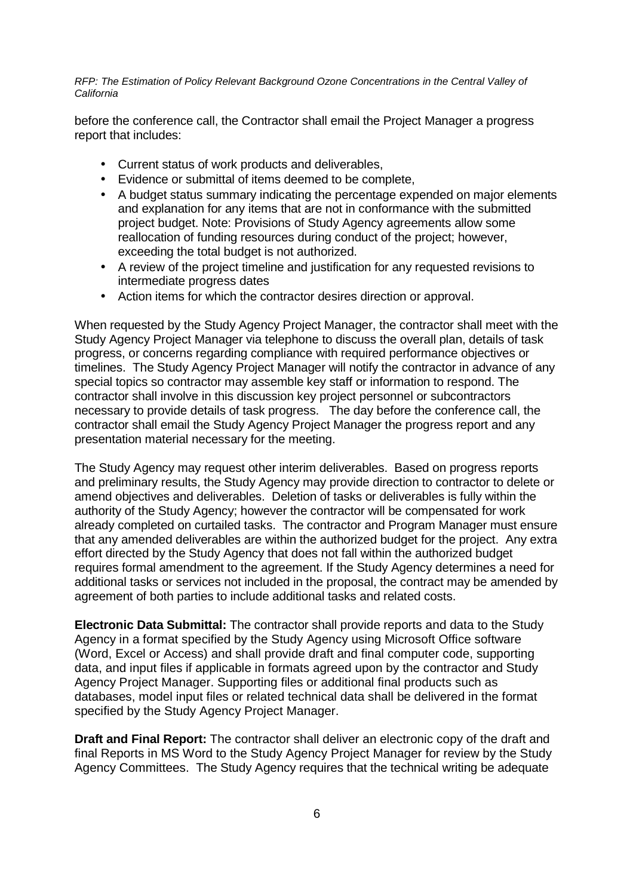before the conference call, the Contractor shall email the Project Manager a progress report that includes:

- Current status of work products and deliverables,
- Evidence or submittal of items deemed to be complete,
- A budget status summary indicating the percentage expended on major elements and explanation for any items that are not in conformance with the submitted project budget. Note: Provisions of Study Agency agreements allow some reallocation of funding resources during conduct of the project; however, exceeding the total budget is not authorized.
- A review of the project timeline and justification for any requested revisions to intermediate progress dates
- Action items for which the contractor desires direction or approval.

When requested by the Study Agency Project Manager, the contractor shall meet with the Study Agency Project Manager via telephone to discuss the overall plan, details of task progress, or concerns regarding compliance with required performance objectives or timelines. The Study Agency Project Manager will notify the contractor in advance of any special topics so contractor may assemble key staff or information to respond. The contractor shall involve in this discussion key project personnel or subcontractors necessary to provide details of task progress. The day before the conference call, the contractor shall email the Study Agency Project Manager the progress report and any presentation material necessary for the meeting.

The Study Agency may request other interim deliverables. Based on progress reports and preliminary results, the Study Agency may provide direction to contractor to delete or amend objectives and deliverables. Deletion of tasks or deliverables is fully within the authority of the Study Agency; however the contractor will be compensated for work already completed on curtailed tasks. The contractor and Program Manager must ensure that any amended deliverables are within the authorized budget for the project. Any extra effort directed by the Study Agency that does not fall within the authorized budget requires formal amendment to the agreement. If the Study Agency determines a need for additional tasks or services not included in the proposal, the contract may be amended by agreement of both parties to include additional tasks and related costs.

**Electronic Data Submittal:** The contractor shall provide reports and data to the Study Agency in a format specified by the Study Agency using Microsoft Office software (Word, Excel or Access) and shall provide draft and final computer code, supporting data, and input files if applicable in formats agreed upon by the contractor and Study Agency Project Manager. Supporting files or additional final products such as databases, model input files or related technical data shall be delivered in the format specified by the Study Agency Project Manager.

**Draft and Final Report:** The contractor shall deliver an electronic copy of the draft and final Reports in MS Word to the Study Agency Project Manager for review by the Study Agency Committees. The Study Agency requires that the technical writing be adequate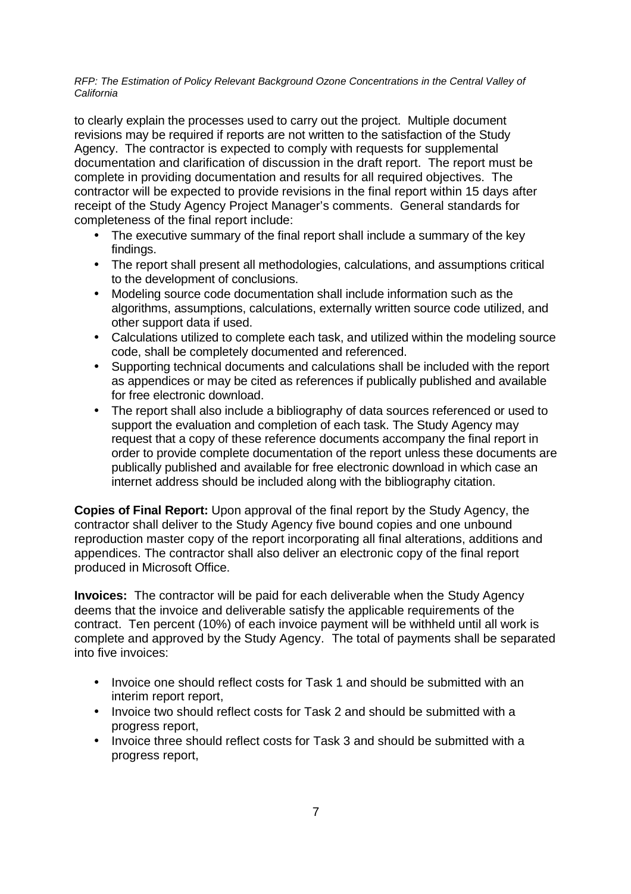to clearly explain the processes used to carry out the project. Multiple document revisions may be required if reports are not written to the satisfaction of the Study Agency. The contractor is expected to comply with requests for supplemental documentation and clarification of discussion in the draft report. The report must be complete in providing documentation and results for all required objectives. The contractor will be expected to provide revisions in the final report within 15 days after receipt of the Study Agency Project Manager's comments. General standards for completeness of the final report include:

- The executive summary of the final report shall include a summary of the key findings.
- The report shall present all methodologies, calculations, and assumptions critical to the development of conclusions.
- Modeling source code documentation shall include information such as the algorithms, assumptions, calculations, externally written source code utilized, and other support data if used.
- Calculations utilized to complete each task, and utilized within the modeling source code, shall be completely documented and referenced.
- Supporting technical documents and calculations shall be included with the report as appendices or may be cited as references if publically published and available for free electronic download.
- The report shall also include a bibliography of data sources referenced or used to support the evaluation and completion of each task. The Study Agency may request that a copy of these reference documents accompany the final report in order to provide complete documentation of the report unless these documents are publically published and available for free electronic download in which case an internet address should be included along with the bibliography citation.

**Copies of Final Report:** Upon approval of the final report by the Study Agency, the contractor shall deliver to the Study Agency five bound copies and one unbound reproduction master copy of the report incorporating all final alterations, additions and appendices. The contractor shall also deliver an electronic copy of the final report produced in Microsoft Office.

**Invoices:** The contractor will be paid for each deliverable when the Study Agency deems that the invoice and deliverable satisfy the applicable requirements of the contract. Ten percent (10%) of each invoice payment will be withheld until all work is complete and approved by the Study Agency. The total of payments shall be separated into five invoices:

- Invoice one should reflect costs for Task 1 and should be submitted with an interim report report,
- Invoice two should reflect costs for Task 2 and should be submitted with a progress report,
- Invoice three should reflect costs for Task 3 and should be submitted with a progress report,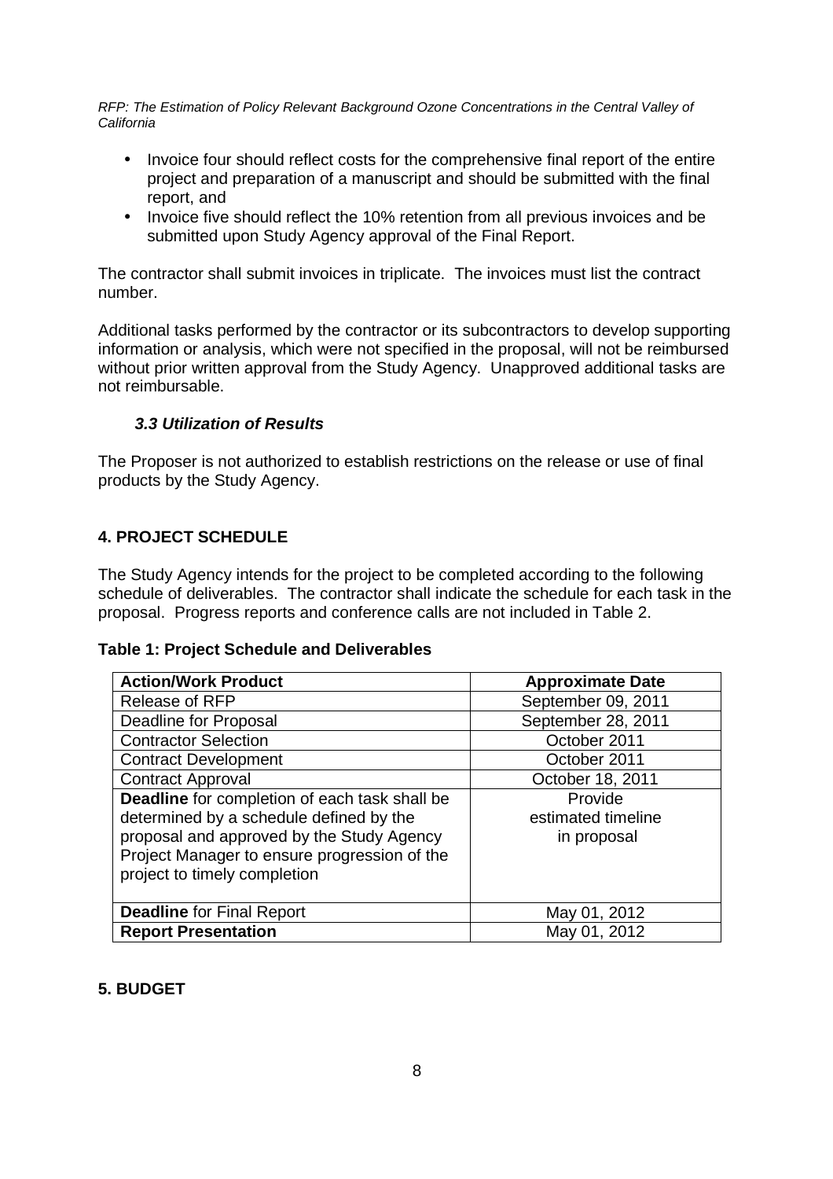- Invoice four should reflect costs for the comprehensive final report of the entire project and preparation of a manuscript and should be submitted with the final report, and
- Invoice five should reflect the 10% retention from all previous invoices and be submitted upon Study Agency approval of the Final Report.

The contractor shall submit invoices in triplicate. The invoices must list the contract number.

Additional tasks performed by the contractor or its subcontractors to develop supporting information or analysis, which were not specified in the proposal, will not be reimbursed without prior written approval from the Study Agency. Unapproved additional tasks are not reimbursable.

### *3.3 Utilization of Results*

The Proposer is not authorized to establish restrictions on the release or use of final products by the Study Agency.

## 4. PROJECT SCHEDULE

The Study Agency intends for the project to be completed according to the following schedule of deliverables. The contractor shall indicate the schedule for each task in the proposal. Progress reports and conference calls are not included in Table 2.

**Table 1: Project Schedule and Deliverables**

| Action/Work Product | Approximate Date |
|---|---|
| Release of RFP | September 09, 2011 |
| Deadline for Proposal | September 28, 2011 |
| Contractor Selection | October 2011 |
| Contract Development | October 2011 |
| Contract Approval | October 18, 2011 |
| **Deadline** for completion of each task shall be determined by a schedule defined by the proposal and approved by the Study Agency Project Manager to ensure progression of the project to timely completion | Provide estimated timeline in proposal |
| **Deadline** for Final Report | May 01, 2012 |
| **Report Presentation** | May 01, 2012 |

## 5. BUDGET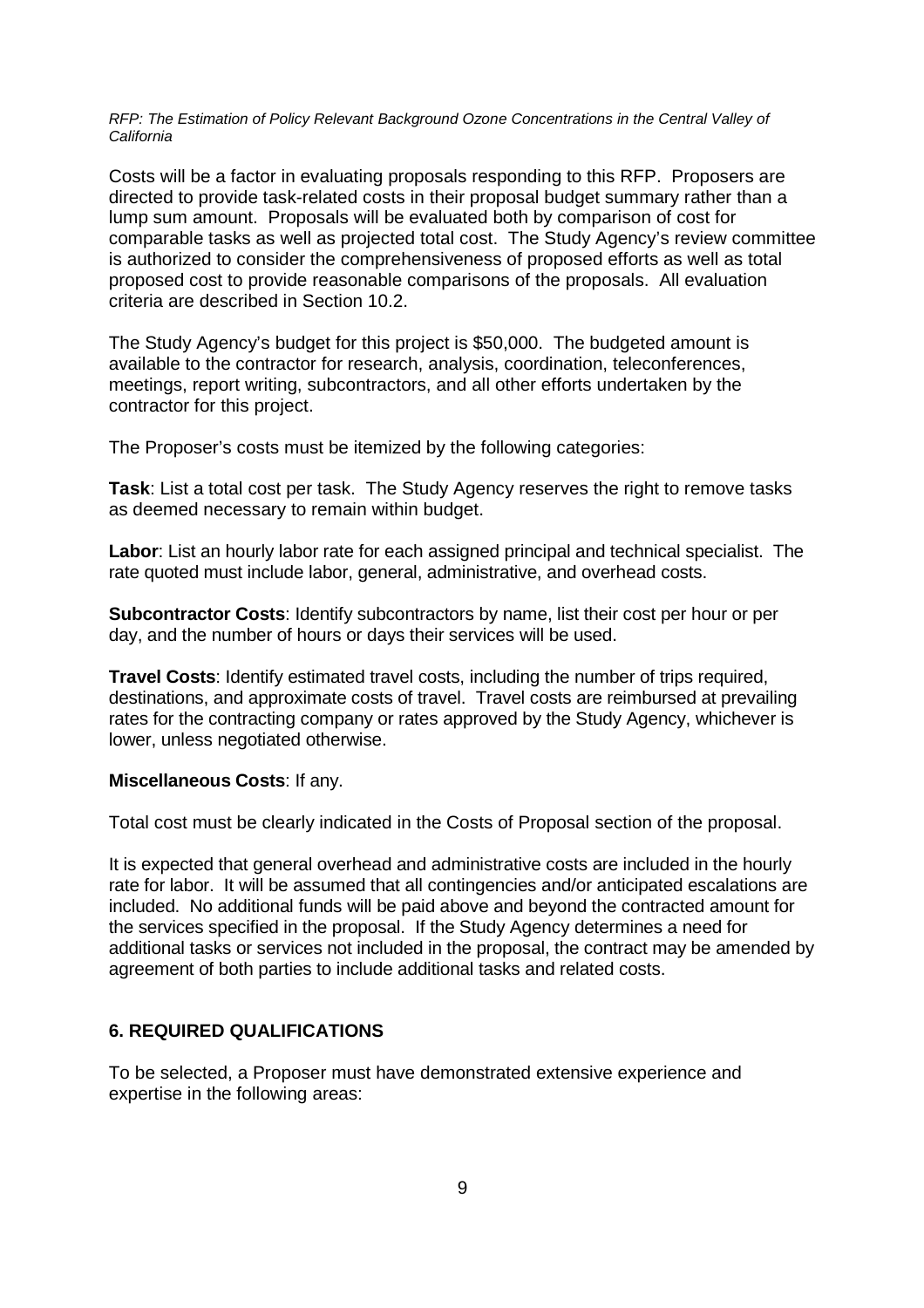Costs will be a factor in evaluating proposals responding to this RFP. Proposers are directed to provide task-related costs in their proposal budget summary rather than a lump sum amount. Proposals will be evaluated both by comparison of cost for comparable tasks as well as projected total cost. The Study Agency's review committee is authorized to consider the comprehensiveness of proposed efforts as well as total proposed cost to provide reasonable comparisons of the proposals. All evaluation criteria are described in Section 10.2.

The Study Agency's budget for this project is $50,000. The budgeted amount is available to the contractor for research, analysis, coordination, teleconferences, meetings, report writing, subcontractors, and all other efforts undertaken by the contractor for this project.

The Proposer's costs must be itemized by the following categories:

**Task**: List a total cost per task. The Study Agency reserves the right to remove tasks as deemed necessary to remain within budget.

**Labor**: List an hourly labor rate for each assigned principal and technical specialist. The rate quoted must include labor, general, administrative, and overhead costs.

**Subcontractor Costs**: Identify subcontractors by name, list their cost per hour or per day, and the number of hours or days their services will be used.

**Travel Costs**: Identify estimated travel costs, including the number of trips required, destinations, and approximate costs of travel. Travel costs are reimbursed at prevailing rates for the contracting company or rates approved by the Study Agency, whichever is lower, unless negotiated otherwise.

**Miscellaneous Costs**: If any.

Total cost must be clearly indicated in the Costs of Proposal section of the proposal.

It is expected that general overhead and administrative costs are included in the hourly rate for labor. It will be assumed that all contingencies and/or anticipated escalations are included. No additional funds will be paid above and beyond the contracted amount for the services specified in the proposal. If the Study Agency determines a need for additional tasks or services not included in the proposal, the contract may be amended by agreement of both parties to include additional tasks and related costs.

## 6. REQUIRED QUALIFICATIONS

To be selected, a Proposer must have demonstrated extensive experience and expertise in the following areas: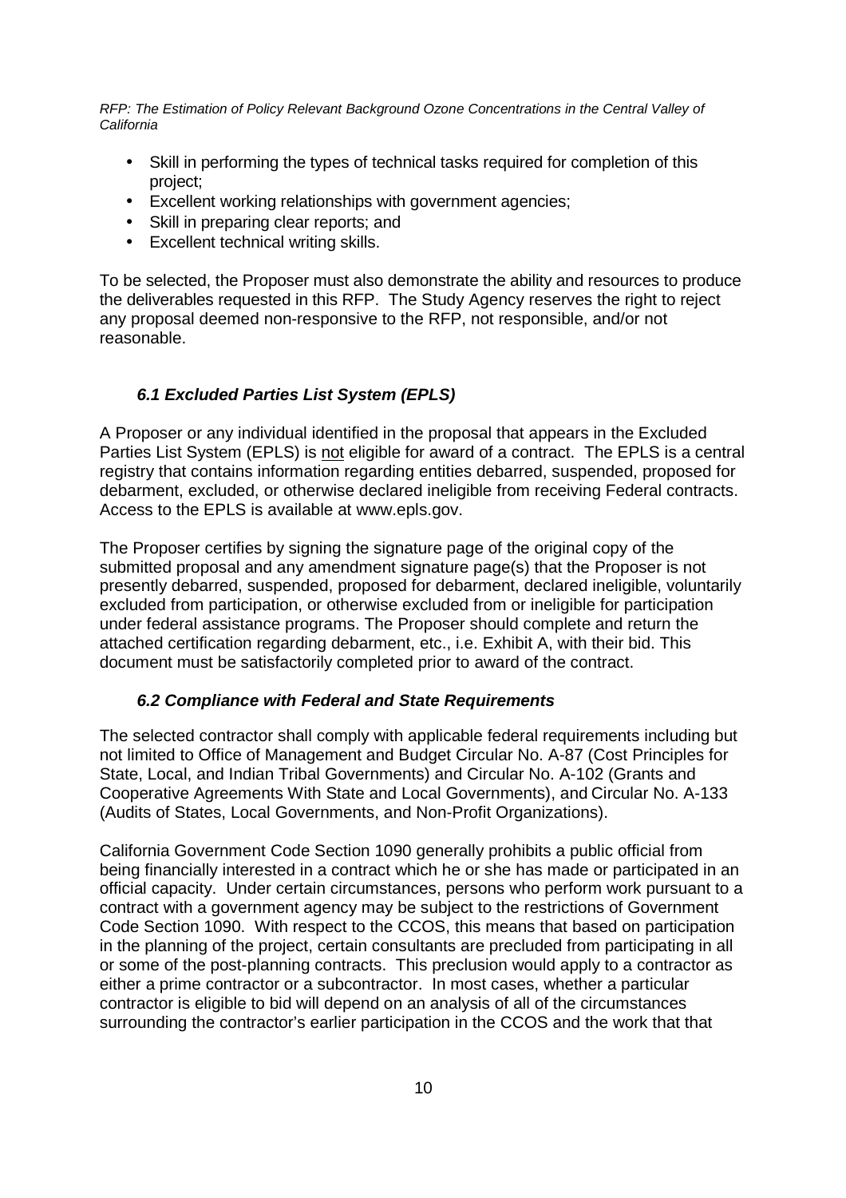- Skill in performing the types of technical tasks required for completion of this project;
- Excellent working relationships with government agencies;
- Skill in preparing clear reports; and
- Excellent technical writing skills.

To be selected, the Proposer must also demonstrate the ability and resources to produce the deliverables requested in this RFP. The Study Agency reserves the right to reject any proposal deemed non-responsive to the RFP, not responsible, and/or not reasonable.

### *6.1 Excluded Parties List System (EPLS)*

A Proposer or any individual identified in the proposal that appears in the Excluded Parties List System (EPLS) is <u>not</u> eligible for award of a contract. The EPLS is a central registry that contains information regarding entities debarred, suspended, proposed for debarment, excluded, or otherwise declared ineligible from receiving Federal contracts. Access to the EPLS is available at www.epls.gov.

The Proposer certifies by signing the signature page of the original copy of the submitted proposal and any amendment signature page(s) that the Proposer is not presently debarred, suspended, proposed for debarment, declared ineligible, voluntarily excluded from participation, or otherwise excluded from or ineligible for participation under federal assistance programs. The Proposer should complete and return the attached certification regarding debarment, etc., i.e. Exhibit A, with their bid. This document must be satisfactorily completed prior to award of the contract.

### *6.2 Compliance with Federal and State Requirements*

The selected contractor shall comply with applicable federal requirements including but not limited to Office of Management and Budget Circular No. A-87 (Cost Principles for State, Local, and Indian Tribal Governments) and Circular No. A-102 (Grants and Cooperative Agreements With State and Local Governments), and Circular No. A-133 (Audits of States, Local Governments, and Non-Profit Organizations).

California Government Code Section 1090 generally prohibits a public official from being financially interested in a contract which he or she has made or participated in an official capacity. Under certain circumstances, persons who perform work pursuant to a contract with a government agency may be subject to the restrictions of Government Code Section 1090. With respect to the CCOS, this means that based on participation in the planning of the project, certain consultants are precluded from participating in all or some of the post-planning contracts. This preclusion would apply to a contractor as either a prime contractor or a subcontractor. In most cases, whether a particular contractor is eligible to bid will depend on an analysis of all of the circumstances surrounding the contractor's earlier participation in the CCOS and the work that that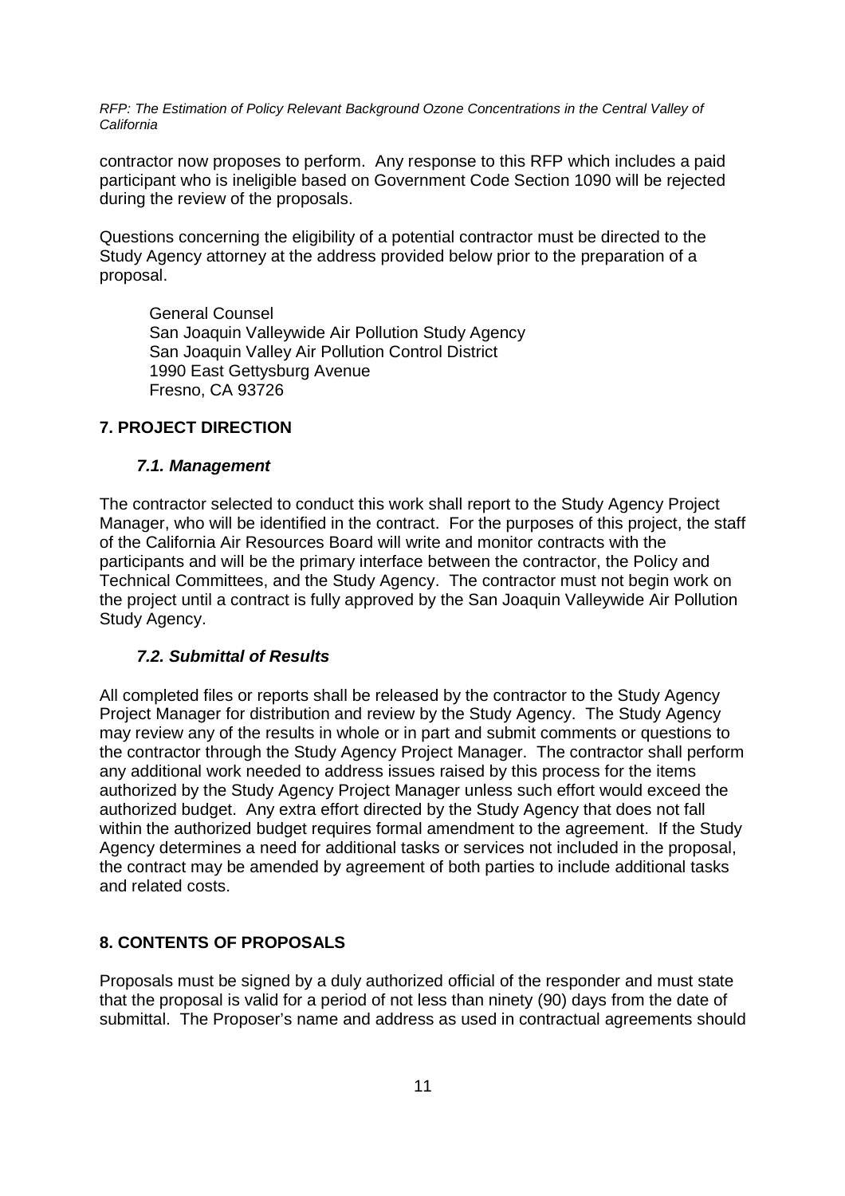contractor now proposes to perform. Any response to this RFP which includes a paid participant who is ineligible based on Government Code Section 1090 will be rejected during the review of the proposals.

Questions concerning the eligibility of a potential contractor must be directed to the Study Agency attorney at the address provided below prior to the preparation of a proposal.

General Counsel
San Joaquin Valleywide Air Pollution Study Agency
San Joaquin Valley Air Pollution Control District
1990 East Gettysburg Avenue
Fresno, CA 93726

## 7. PROJECT DIRECTION

### *7.1. Management*

The contractor selected to conduct this work shall report to the Study Agency Project Manager, who will be identified in the contract. For the purposes of this project, the staff of the California Air Resources Board will write and monitor contracts with the participants and will be the primary interface between the contractor, the Policy and Technical Committees, and the Study Agency. The contractor must not begin work on the project until a contract is fully approved by the San Joaquin Valleywide Air Pollution Study Agency.

### *7.2. Submittal of Results*

All completed files or reports shall be released by the contractor to the Study Agency Project Manager for distribution and review by the Study Agency. The Study Agency may review any of the results in whole or in part and submit comments or questions to the contractor through the Study Agency Project Manager. The contractor shall perform any additional work needed to address issues raised by this process for the items authorized by the Study Agency Project Manager unless such effort would exceed the authorized budget. Any extra effort directed by the Study Agency that does not fall within the authorized budget requires formal amendment to the agreement. If the Study Agency determines a need for additional tasks or services not included in the proposal, the contract may be amended by agreement of both parties to include additional tasks and related costs.

## 8. CONTENTS OF PROPOSALS

Proposals must be signed by a duly authorized official of the responder and must state that the proposal is valid for a period of not less than ninety (90) days from the date of submittal. The Proposer's name and address as used in contractual agreements should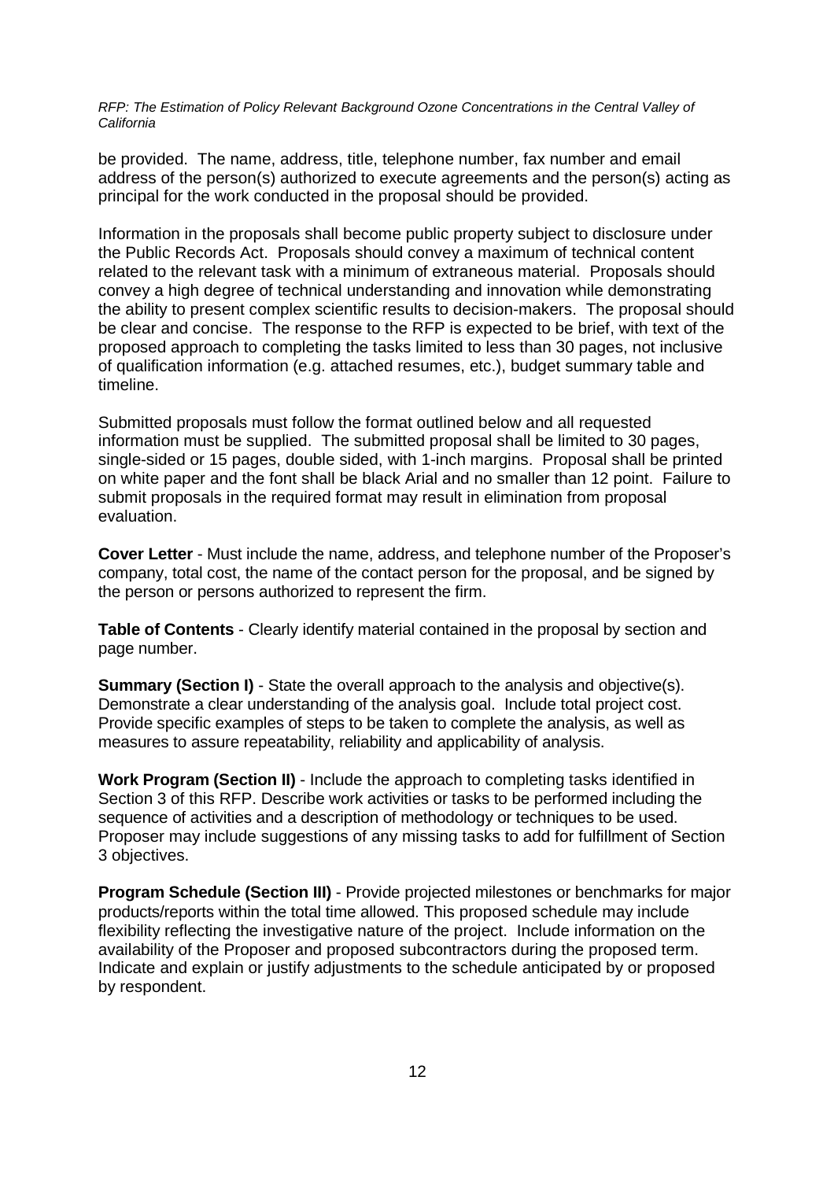be provided. The name, address, title, telephone number, fax number and email address of the person(s) authorized to execute agreements and the person(s) acting as principal for the work conducted in the proposal should be provided.

Information in the proposals shall become public property subject to disclosure under the Public Records Act. Proposals should convey a maximum of technical content related to the relevant task with a minimum of extraneous material. Proposals should convey a high degree of technical understanding and innovation while demonstrating the ability to present complex scientific results to decision-makers. The proposal should be clear and concise. The response to the RFP is expected to be brief, with text of the proposed approach to completing the tasks limited to less than 30 pages, not inclusive of qualification information (e.g. attached resumes, etc.), budget summary table and timeline.

Submitted proposals must follow the format outlined below and all requested information must be supplied. The submitted proposal shall be limited to 30 pages, single-sided or 15 pages, double sided, with 1-inch margins. Proposal shall be printed on white paper and the font shall be black Arial and no smaller than 12 point. Failure to submit proposals in the required format may result in elimination from proposal evaluation.

**Cover Letter** - Must include the name, address, and telephone number of the Proposer's company, total cost, the name of the contact person for the proposal, and be signed by the person or persons authorized to represent the firm.

**Table of Contents** - Clearly identify material contained in the proposal by section and page number.

**Summary (Section I)** - State the overall approach to the analysis and objective(s). Demonstrate a clear understanding of the analysis goal. Include total project cost. Provide specific examples of steps to be taken to complete the analysis, as well as measures to assure repeatability, reliability and applicability of analysis.

**Work Program (Section II)** - Include the approach to completing tasks identified in Section 3 of this RFP. Describe work activities or tasks to be performed including the sequence of activities and a description of methodology or techniques to be used. Proposer may include suggestions of any missing tasks to add for fulfillment of Section 3 objectives.

**Program Schedule (Section III)** - Provide projected milestones or benchmarks for major products/reports within the total time allowed. This proposed schedule may include flexibility reflecting the investigative nature of the project. Include information on the availability of the Proposer and proposed subcontractors during the proposed term. Indicate and explain or justify adjustments to the schedule anticipated by or proposed by respondent.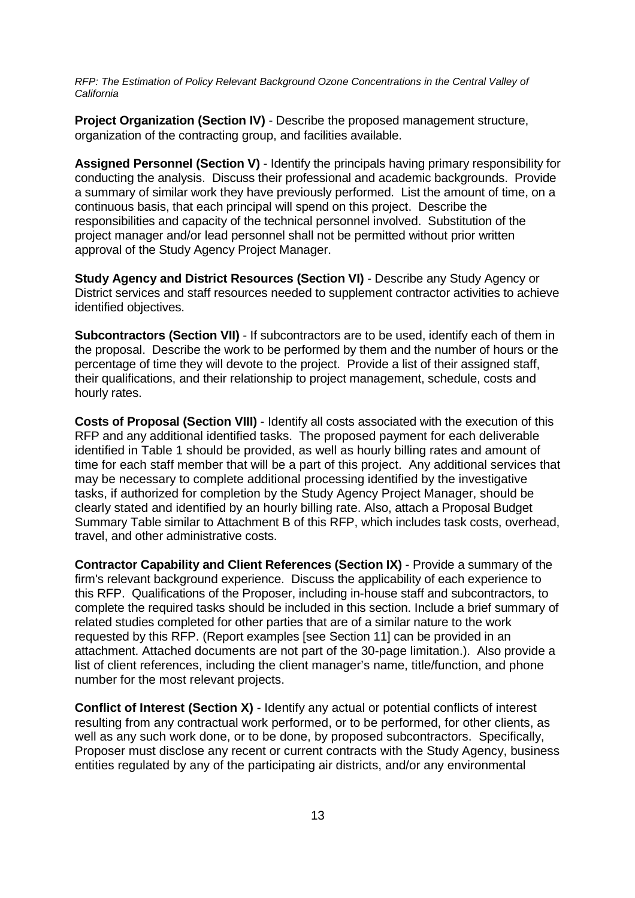**Project Organization (Section IV)** - Describe the proposed management structure, organization of the contracting group, and facilities available.

**Assigned Personnel (Section V)** - Identify the principals having primary responsibility for conducting the analysis. Discuss their professional and academic backgrounds. Provide a summary of similar work they have previously performed. List the amount of time, on a continuous basis, that each principal will spend on this project. Describe the responsibilities and capacity of the technical personnel involved. Substitution of the project manager and/or lead personnel shall not be permitted without prior written approval of the Study Agency Project Manager.

**Study Agency and District Resources (Section VI)** - Describe any Study Agency or District services and staff resources needed to supplement contractor activities to achieve identified objectives.

**Subcontractors (Section VII)** - If subcontractors are to be used, identify each of them in the proposal. Describe the work to be performed by them and the number of hours or the percentage of time they will devote to the project. Provide a list of their assigned staff, their qualifications, and their relationship to project management, schedule, costs and hourly rates.

**Costs of Proposal (Section VIII)** - Identify all costs associated with the execution of this RFP and any additional identified tasks. The proposed payment for each deliverable identified in Table 1 should be provided, as well as hourly billing rates and amount of time for each staff member that will be a part of this project. Any additional services that may be necessary to complete additional processing identified by the investigative tasks, if authorized for completion by the Study Agency Project Manager, should be clearly stated and identified by an hourly billing rate. Also, attach a Proposal Budget Summary Table similar to Attachment B of this RFP, which includes task costs, overhead, travel, and other administrative costs.

**Contractor Capability and Client References (Section IX)** - Provide a summary of the firm's relevant background experience. Discuss the applicability of each experience to this RFP. Qualifications of the Proposer, including in-house staff and subcontractors, to complete the required tasks should be included in this section. Include a brief summary of related studies completed for other parties that are of a similar nature to the work requested by this RFP. (Report examples [see Section 11] can be provided in an attachment. Attached documents are not part of the 30-page limitation.). Also provide a list of client references, including the client manager's name, title/function, and phone number for the most relevant projects.

**Conflict of Interest (Section X)** - Identify any actual or potential conflicts of interest resulting from any contractual work performed, or to be performed, for other clients, as well as any such work done, or to be done, by proposed subcontractors. Specifically, Proposer must disclose any recent or current contracts with the Study Agency, business entities regulated by any of the participating air districts, and/or any environmental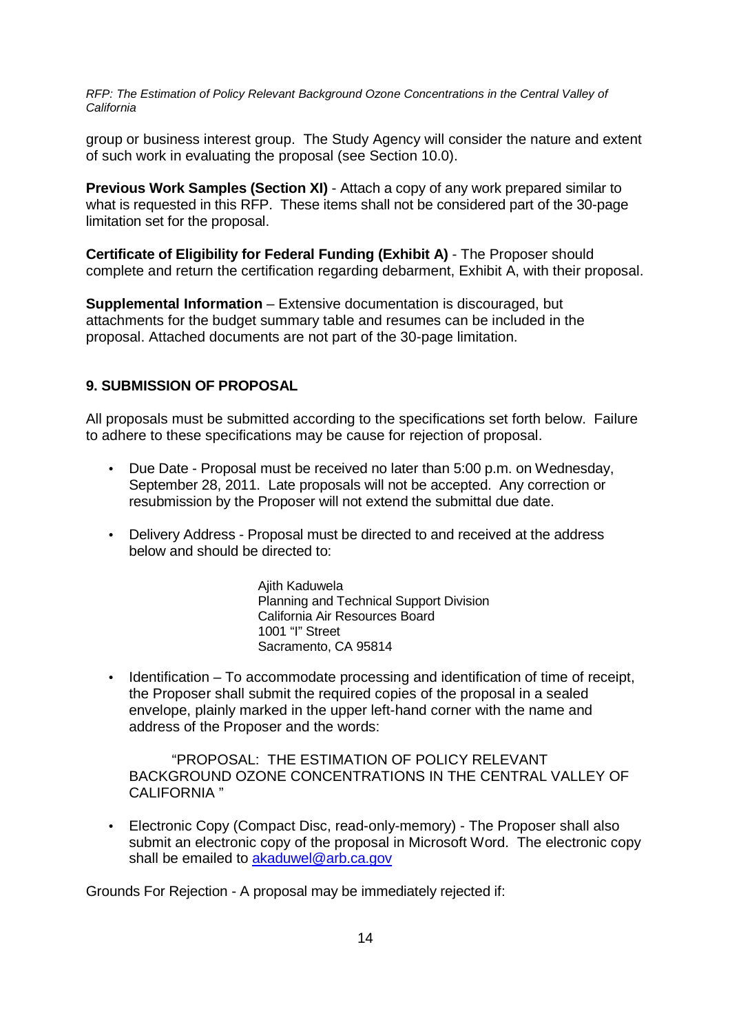group or business interest group. The Study Agency will consider the nature and extent of such work in evaluating the proposal (see Section 10.0).

**Previous Work Samples (Section XI)** - Attach a copy of any work prepared similar to what is requested in this RFP. These items shall not be considered part of the 30-page limitation set for the proposal.

**Certificate of Eligibility for Federal Funding (Exhibit A)** - The Proposer should complete and return the certification regarding debarment, Exhibit A, with their proposal.

**Supplemental Information** – Extensive documentation is discouraged, but attachments for the budget summary table and resumes can be included in the proposal. Attached documents are not part of the 30-page limitation.

## 9. SUBMISSION OF PROPOSAL

All proposals must be submitted according to the specifications set forth below. Failure to adhere to these specifications may be cause for rejection of proposal.

- Due Date - Proposal must be received no later than 5:00 p.m. on Wednesday, September 28, 2011. Late proposals will not be accepted. Any correction or resubmission by the Proposer will not extend the submittal due date.
- Delivery Address - Proposal must be directed to and received at the address below and should be directed to:

  Ajith Kaduwela
  Planning and Technical Support Division
  California Air Resources Board
  1001 "I" Street
  Sacramento, CA 95814

- Identification – To accommodate processing and identification of time of receipt, the Proposer shall submit the required copies of the proposal in a sealed envelope, plainly marked in the upper left-hand corner with the name and address of the Proposer and the words:

  "PROPOSAL: THE ESTIMATION OF POLICY RELEVANT BACKGROUND OZONE CONCENTRATIONS IN THE CENTRAL VALLEY OF CALIFORNIA "

- Electronic Copy (Compact Disc, read-only-memory) - The Proposer shall also submit an electronic copy of the proposal in Microsoft Word. The electronic copy shall be emailed to akaduwel@arb.ca.gov

Grounds For Rejection - A proposal may be immediately rejected if: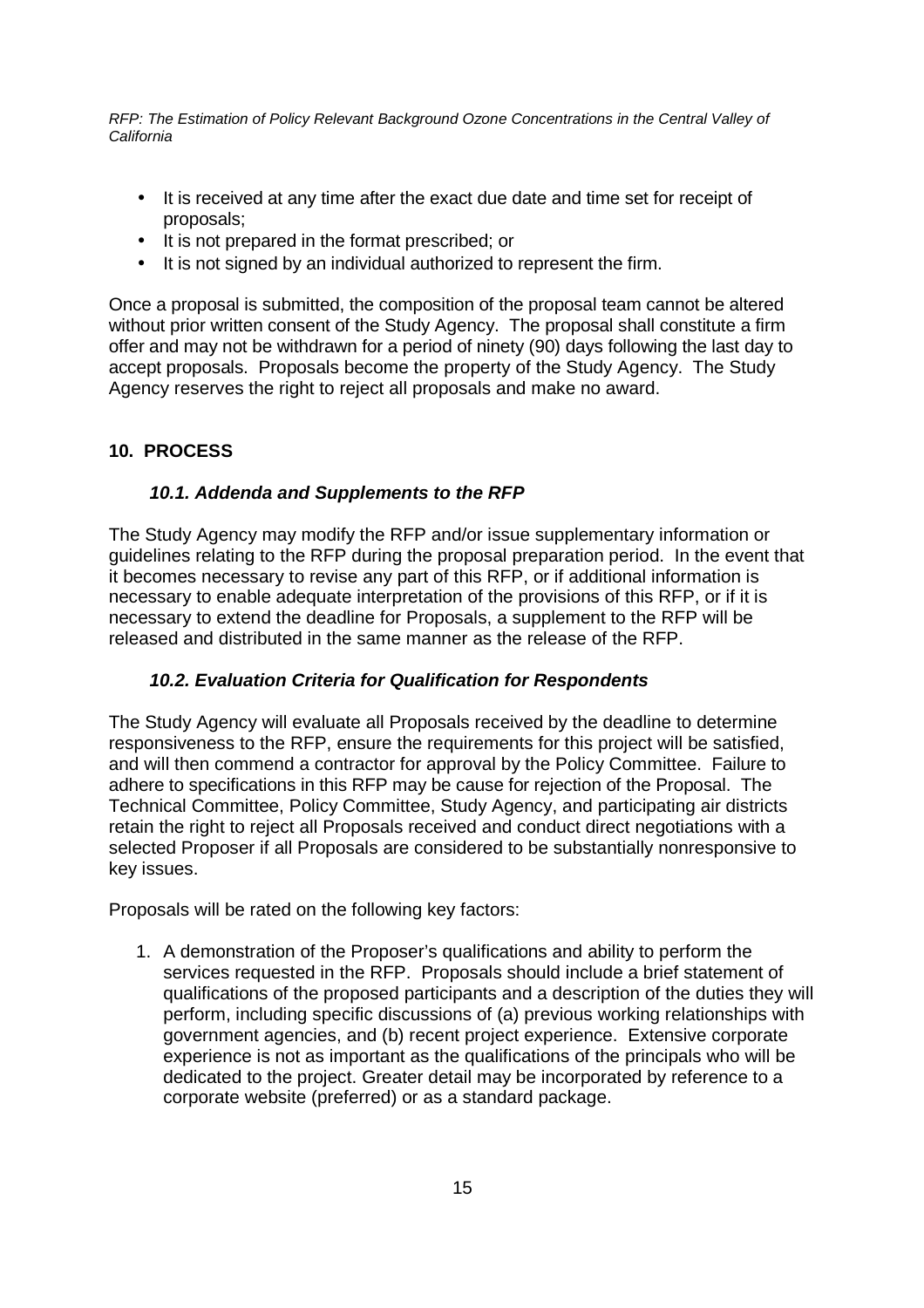- It is received at any time after the exact due date and time set for receipt of proposals;
- It is not prepared in the format prescribed; or
- It is not signed by an individual authorized to represent the firm.

Once a proposal is submitted, the composition of the proposal team cannot be altered without prior written consent of the Study Agency. The proposal shall constitute a firm offer and may not be withdrawn for a period of ninety (90) days following the last day to accept proposals. Proposals become the property of the Study Agency. The Study Agency reserves the right to reject all proposals and make no award.

## 10. PROCESS

### *10.1. Addenda and Supplements to the RFP*

The Study Agency may modify the RFP and/or issue supplementary information or guidelines relating to the RFP during the proposal preparation period. In the event that it becomes necessary to revise any part of this RFP, or if additional information is necessary to enable adequate interpretation of the provisions of this RFP, or if it is necessary to extend the deadline for Proposals, a supplement to the RFP will be released and distributed in the same manner as the release of the RFP.

### *10.2. Evaluation Criteria for Qualification for Respondents*

The Study Agency will evaluate all Proposals received by the deadline to determine responsiveness to the RFP, ensure the requirements for this project will be satisfied, and will then commend a contractor for approval by the Policy Committee. Failure to adhere to specifications in this RFP may be cause for rejection of the Proposal. The Technical Committee, Policy Committee, Study Agency, and participating air districts retain the right to reject all Proposals received and conduct direct negotiations with a selected Proposer if all Proposals are considered to be substantially nonresponsive to key issues.

Proposals will be rated on the following key factors:

1. A demonstration of the Proposer's qualifications and ability to perform the services requested in the RFP. Proposals should include a brief statement of qualifications of the proposed participants and a description of the duties they will perform, including specific discussions of (a) previous working relationships with government agencies, and (b) recent project experience. Extensive corporate experience is not as important as the qualifications of the principals who will be dedicated to the project. Greater detail may be incorporated by reference to a corporate website (preferred) or as a standard package.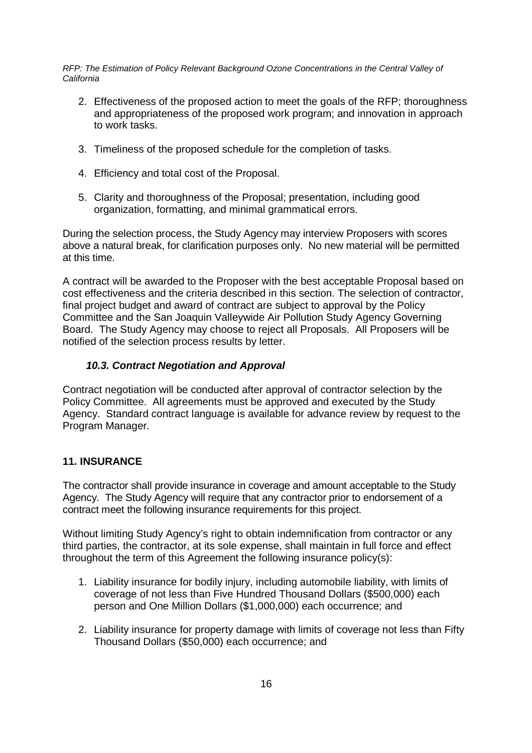2. Effectiveness of the proposed action to meet the goals of the RFP; thoroughness and appropriateness of the proposed work program; and innovation in approach to work tasks.

3. Timeliness of the proposed schedule for the completion of tasks.

4. Efficiency and total cost of the Proposal.

5. Clarity and thoroughness of the Proposal; presentation, including good organization, formatting, and minimal grammatical errors.

During the selection process, the Study Agency may interview Proposers with scores above a natural break, for clarification purposes only. No new material will be permitted at this time.

A contract will be awarded to the Proposer with the best acceptable Proposal based on cost effectiveness and the criteria described in this section. The selection of contractor, final project budget and award of contract are subject to approval by the Policy Committee and the San Joaquin Valleywide Air Pollution Study Agency Governing Board. The Study Agency may choose to reject all Proposals. All Proposers will be notified of the selection process results by letter.

### *10.3. Contract Negotiation and Approval*

Contract negotiation will be conducted after approval of contractor selection by the Policy Committee. All agreements must be approved and executed by the Study Agency. Standard contract language is available for advance review by request to the Program Manager.

## 11. INSURANCE

The contractor shall provide insurance in coverage and amount acceptable to the Study Agency. The Study Agency will require that any contractor prior to endorsement of a contract meet the following insurance requirements for this project.

Without limiting Study Agency's right to obtain indemnification from contractor or any third parties, the contractor, at its sole expense, shall maintain in full force and effect throughout the term of this Agreement the following insurance policy(s):

1. Liability insurance for bodily injury, including automobile liability, with limits of coverage of not less than Five Hundred Thousand Dollars ($500,000) each person and One Million Dollars ($1,000,000) each occurrence; and

2. Liability insurance for property damage with limits of coverage not less than Fifty Thousand Dollars ($50,000) each occurrence; and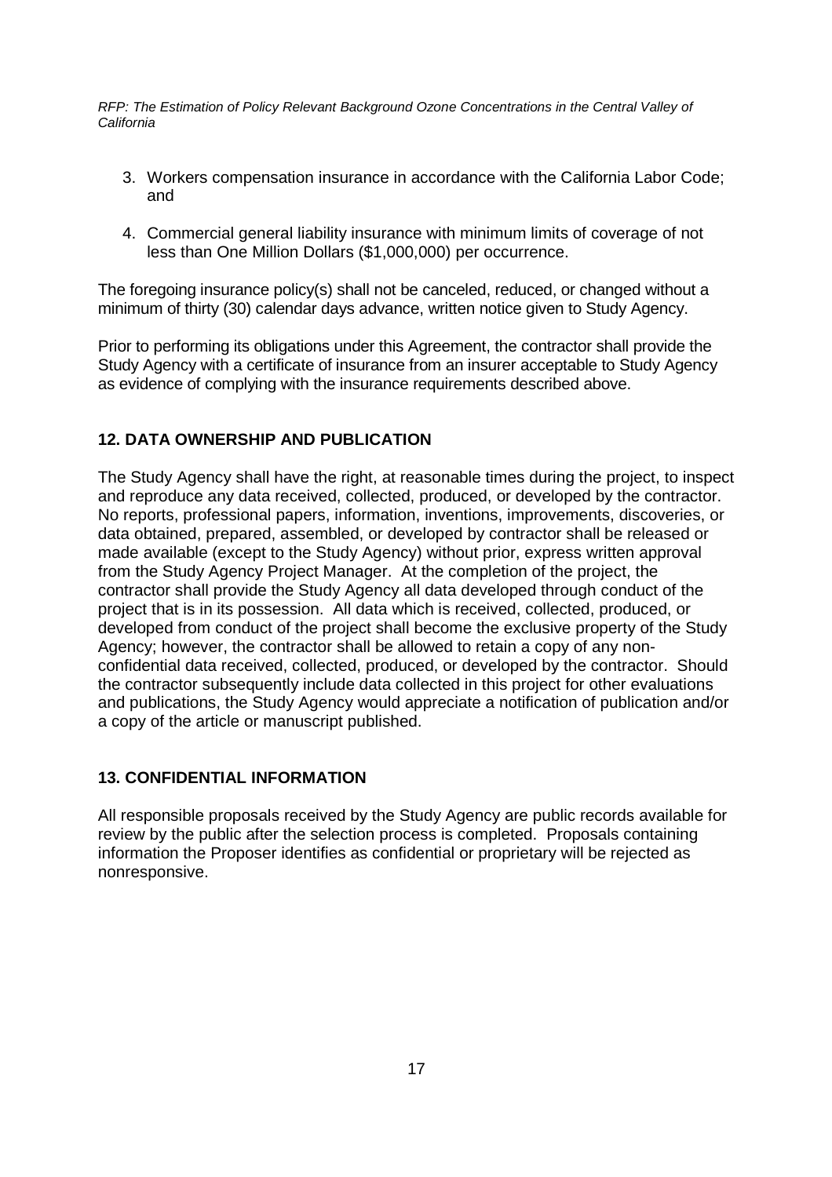3. Workers compensation insurance in accordance with the California Labor Code; and

4. Commercial general liability insurance with minimum limits of coverage of not less than One Million Dollars ($1,000,000) per occurrence.

The foregoing insurance policy(s) shall not be canceled, reduced, or changed without a minimum of thirty (30) calendar days advance, written notice given to Study Agency.

Prior to performing its obligations under this Agreement, the contractor shall provide the Study Agency with a certificate of insurance from an insurer acceptable to Study Agency as evidence of complying with the insurance requirements described above.

## 12. DATA OWNERSHIP AND PUBLICATION

The Study Agency shall have the right, at reasonable times during the project, to inspect and reproduce any data received, collected, produced, or developed by the contractor. No reports, professional papers, information, inventions, improvements, discoveries, or data obtained, prepared, assembled, or developed by contractor shall be released or made available (except to the Study Agency) without prior, express written approval from the Study Agency Project Manager. At the completion of the project, the contractor shall provide the Study Agency all data developed through conduct of the project that is in its possession. All data which is received, collected, produced, or developed from conduct of the project shall become the exclusive property of the Study Agency; however, the contractor shall be allowed to retain a copy of any non-confidential data received, collected, produced, or developed by the contractor. Should the contractor subsequently include data collected in this project for other evaluations and publications, the Study Agency would appreciate a notification of publication and/or a copy of the article or manuscript published.

## 13. CONFIDENTIAL INFORMATION

All responsible proposals received by the Study Agency are public records available for review by the public after the selection process is completed. Proposals containing information the Proposer identifies as confidential or proprietary will be rejected as nonresponsive.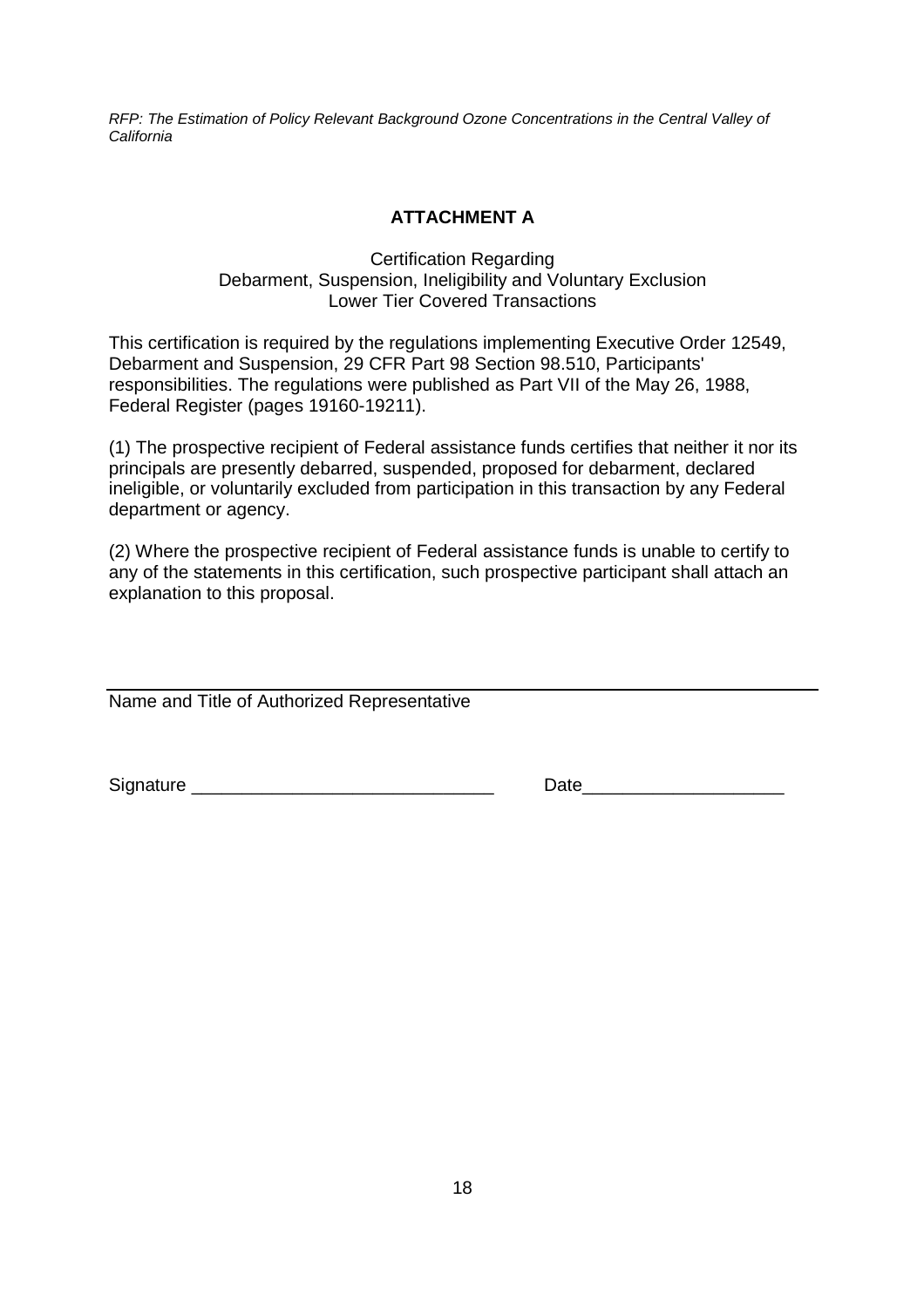## ATTACHMENT A

Certification Regarding
Debarment, Suspension, Ineligibility and Voluntary Exclusion
Lower Tier Covered Transactions

This certification is required by the regulations implementing Executive Order 12549, Debarment and Suspension, 29 CFR Part 98 Section 98.510, Participants' responsibilities. The regulations were published as Part VII of the May 26, 1988, Federal Register (pages 19160-19211).

(1) The prospective recipient of Federal assistance funds certifies that neither it nor its principals are presently debarred, suspended, proposed for debarment, declared ineligible, or voluntarily excluded from participation in this transaction by any Federal department or agency.

(2) Where the prospective recipient of Federal assistance funds is unable to certify to any of the statements in this certification, such prospective participant shall attach an explanation to this proposal.

______________________________________________________________________
Name and Title of Authorized Representative

Signature ______________________________ Date____________________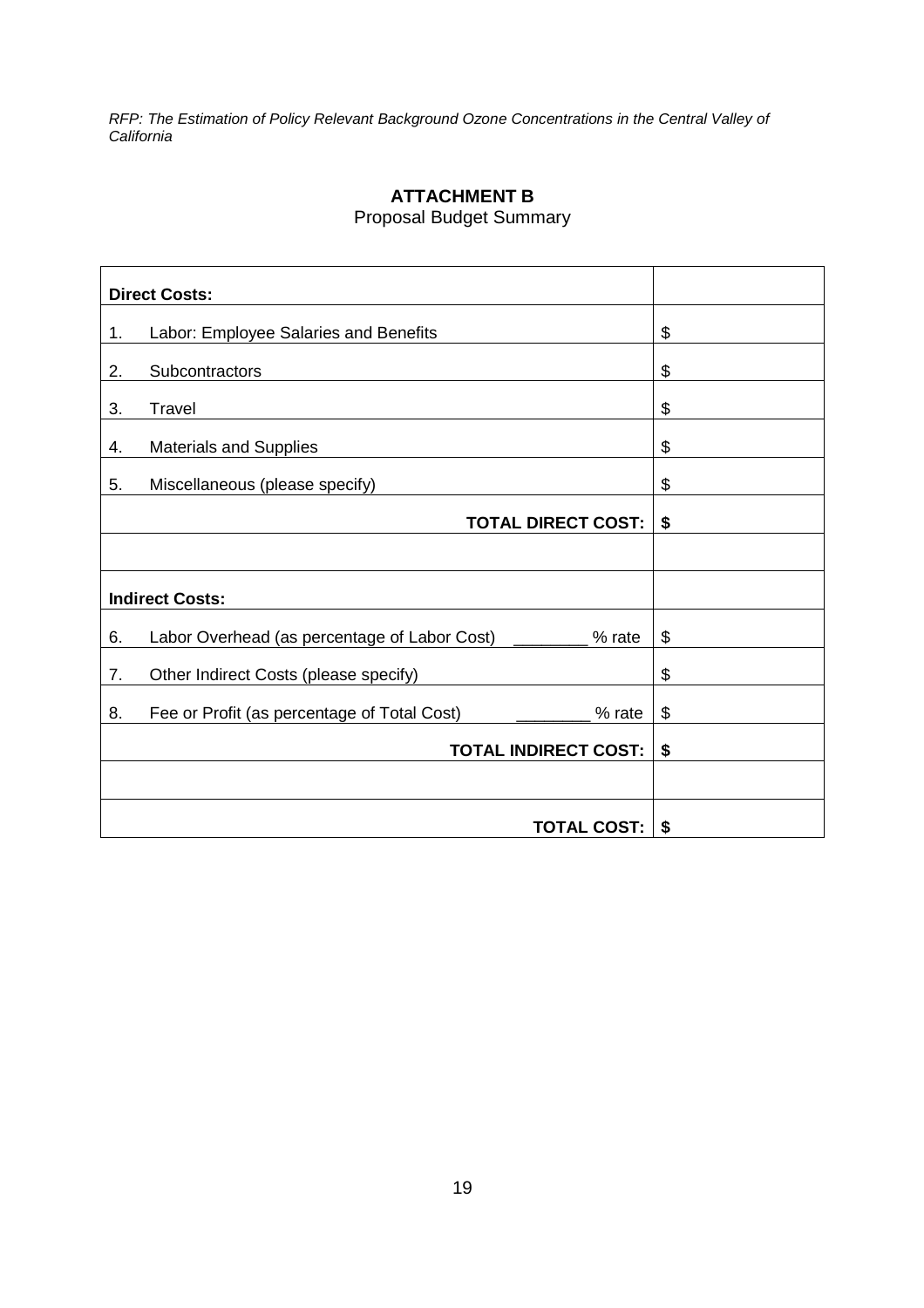## ATTACHMENT B

Proposal Budget Summary

| **Direct Costs:** | |
|---|---|
| 1. Labor: Employee Salaries and Benefits | $ |
| 2. Subcontractors | $ |
| 3. Travel | $ |
| 4. Materials and Supplies | $ |
| 5. Miscellaneous (please specify) | $ |
| **TOTAL DIRECT COST:** | **$** |
| | |
| **Indirect Costs:** | |
| 6. Labor Overhead (as percentage of Labor Cost) ________ % rate | $ |
| 7. Other Indirect Costs (please specify) | $ |
| 8. Fee or Profit (as percentage of Total Cost) ________ % rate | $ |
| **TOTAL INDIRECT COST:** | **$** |
| | |
| **TOTAL COST:** | **$** |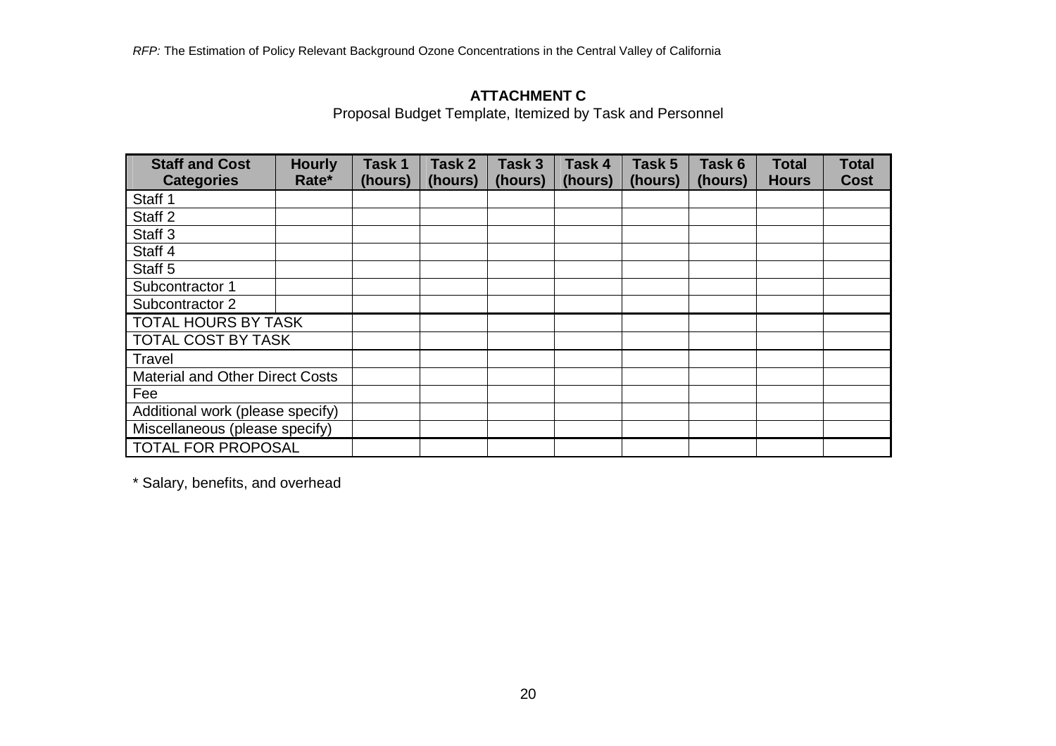**ATTACHMENT C**

Proposal Budget Template, Itemized by Task and Personnel

| Staff and Cost Categories | Hourly Rate* | Task 1 (hours) | Task 2 (hours) | Task 3 (hours) | Task 4 (hours) | Task 5 (hours) | Task 6 (hours) | Total Hours | Total Cost |
|---|---|---|---|---|---|---|---|---|---|
| Staff 1 | | | | | | | | | |
| Staff 2 | | | | | | | | | |
| Staff 3 | | | | | | | | | |
| Staff 4 | | | | | | | | | |
| Staff 5 | | | | | | | | | |
| Subcontractor 1 | | | | | | | | | |
| Subcontractor 2 | | | | | | | | | |
| TOTAL HOURS BY TASK | | | | | | | | | |
| TOTAL COST BY TASK | | | | | | | | | |
| Travel | | | | | | | | | |
| Material and Other Direct Costs | | | | | | | | | |
| Fee | | | | | | | | | |
| Additional work (please specify) | | | | | | | | | |
| Miscellaneous (please specify) | | | | | | | | | |
| TOTAL FOR PROPOSAL | | | | | | | | | |

* Salary, benefits, and overhead